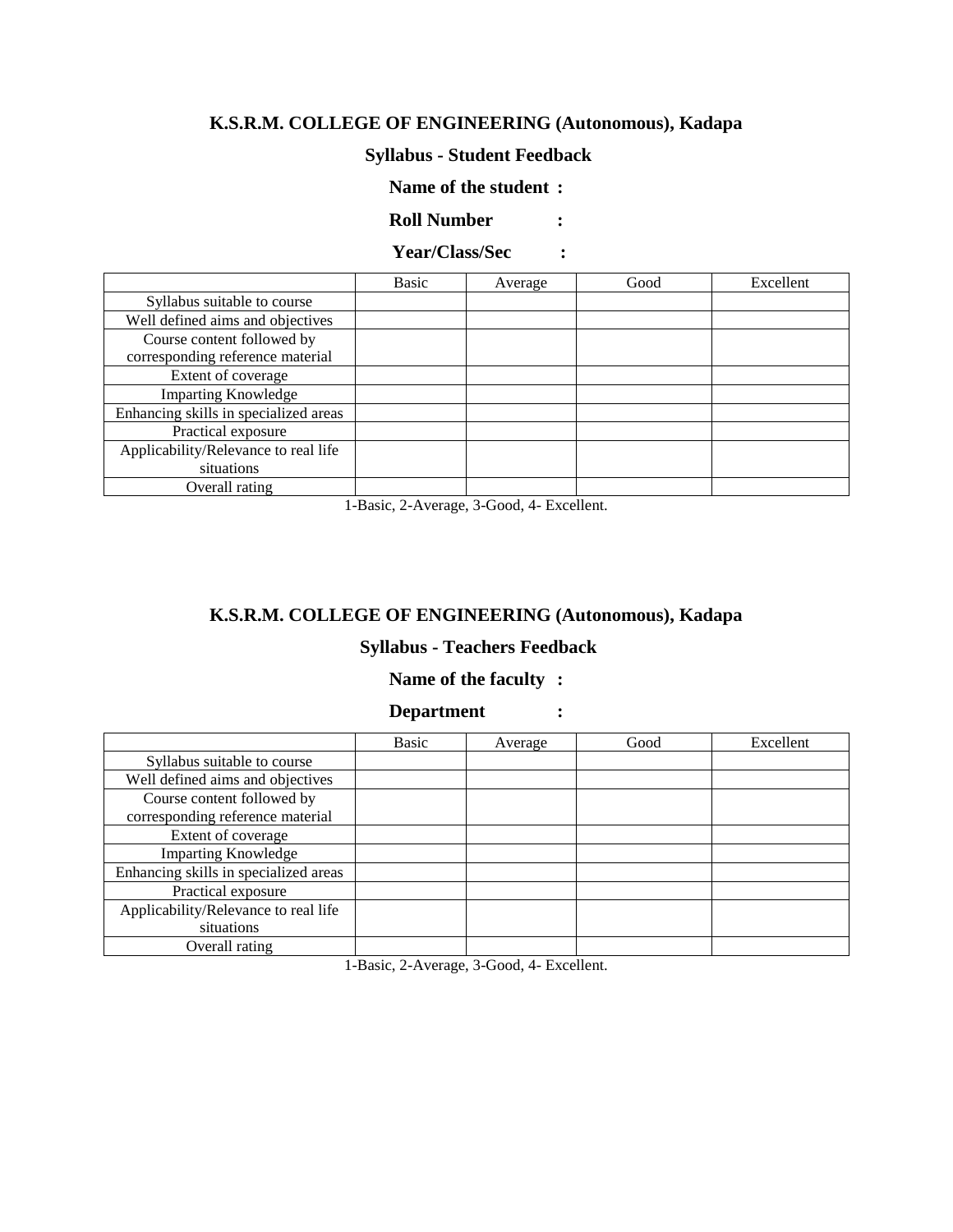## K.S.R.M. COLLEGE OF ENGINEERING (Autonomous), Kadapa

### Syllabus - Student Feedback

**Name of the student :**

**Roll Number :**

**Year/Class/Sec :**

| | Basic | Average | Good | Excellent |
|---|---|---|---|---|
| Syllabus suitable to course | | | | |
| Well defined aims and objectives | | | | |
| Course content followed by corresponding reference material | | | | |
| Extent of coverage | | | | |
| Imparting Knowledge | | | | |
| Enhancing skills in specialized areas | | | | |
| Practical exposure | | | | |
| Applicability/Relevance to real life situations | | | | |
| Overall rating | | | | |

1-Basic, 2-Average, 3-Good, 4- Excellent.

## K.S.R.M. COLLEGE OF ENGINEERING (Autonomous), Kadapa

### Syllabus - Teachers Feedback

**Name of the faculty :**

**Department :**

| | Basic | Average | Good | Excellent |
|---|---|---|---|---|
| Syllabus suitable to course | | | | |
| Well defined aims and objectives | | | | |
| Course content followed by corresponding reference material | | | | |
| Extent of coverage | | | | |
| Imparting Knowledge | | | | |
| Enhancing skills in specialized areas | | | | |
| Practical exposure | | | | |
| Applicability/Relevance to real life situations | | | | |
| Overall rating | | | | |

1-Basic, 2-Average, 3-Good, 4- Excellent.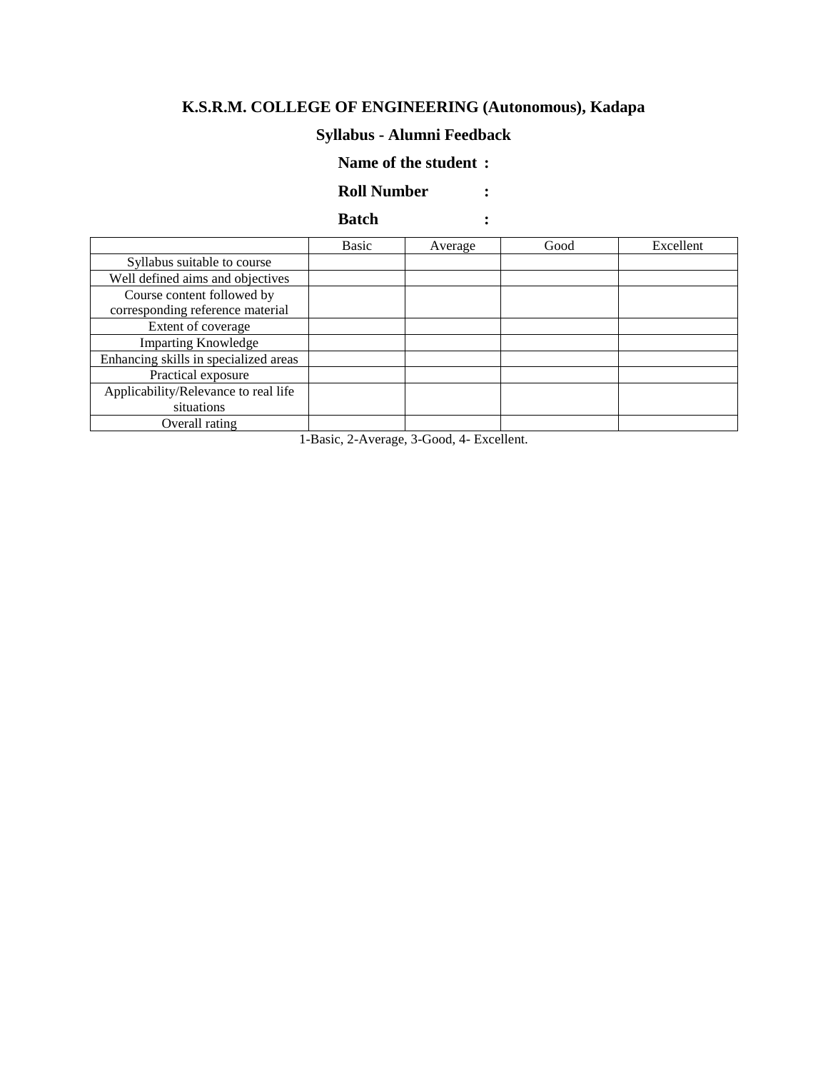# K.S.R.M. COLLEGE OF ENGINEERING (Autonomous), Kadapa

## Syllabus - Alumni Feedback

**Name of the student :**

**Roll Number :**

**Batch :**

| | Basic | Average | Good | Excellent |
|---|---|---|---|---|
| Syllabus suitable to course | | | | |
| Well defined aims and objectives | | | | |
| Course content followed by corresponding reference material | | | | |
| Extent of coverage | | | | |
| Imparting Knowledge | | | | |
| Enhancing skills in specialized areas | | | | |
| Practical exposure | | | | |
| Applicability/Relevance to real life situations | | | | |
| Overall rating | | | | |

1-Basic, 2-Average, 3-Good, 4- Excellent.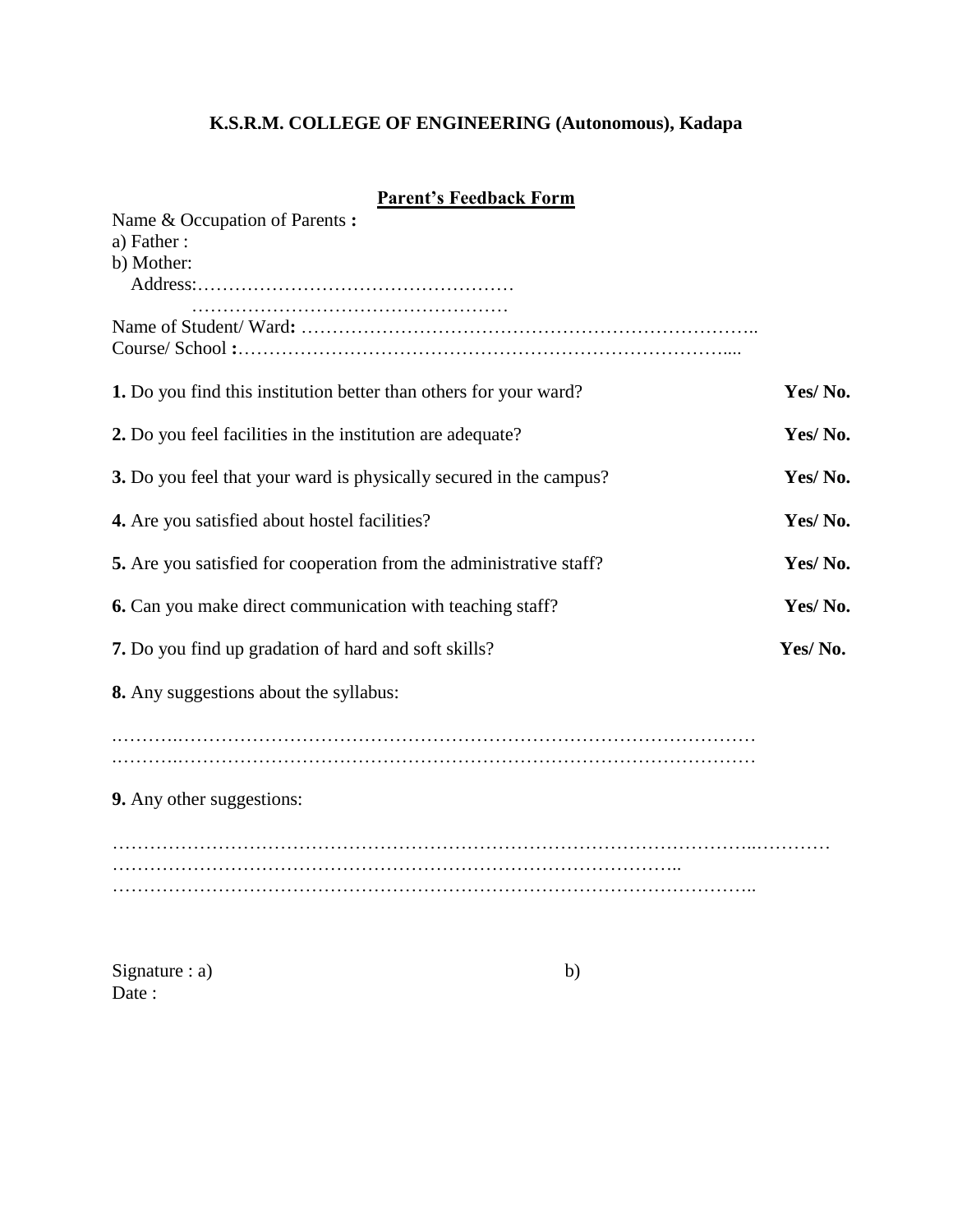**K.S.R.M. COLLEGE OF ENGINEERING (Autonomous), Kadapa**

**Parent's Feedback Form**

Name & Occupation of Parents **:**
a) Father :
b) Mother:
Address:……………………………………………
……………………………………………
Name of Student/ Ward**:** ……………………………………………………………..
Course/ School **:**…………………………………………………………………....

**1.** Do you find this institution better than others for your ward? **Yes/ No.**

**2.** Do you feel facilities in the institution are adequate? **Yes/ No.**

**3.** Do you feel that your ward is physically secured in the campus? **Yes/ No.**

**4.** Are you satisfied about hostel facilities? **Yes/ No.**

**5.** Are you satisfied for cooperation from the administrative staff? **Yes/ No.**

**6.** Can you make direct communication with teaching staff? **Yes/ No.**

**7.** Do you find up gradation of hard and soft skills? **Yes/ No.**

**8.** Any suggestions about the syllabus:

..……….………………………………………………………………………………
..……….………………………………………………………………………………

**9.** Any other suggestions:

…………………………………………………………………………………………..…………
……………………………………………………………………………..
………………………………………………………………………………………..

Signature : a) b)
Date :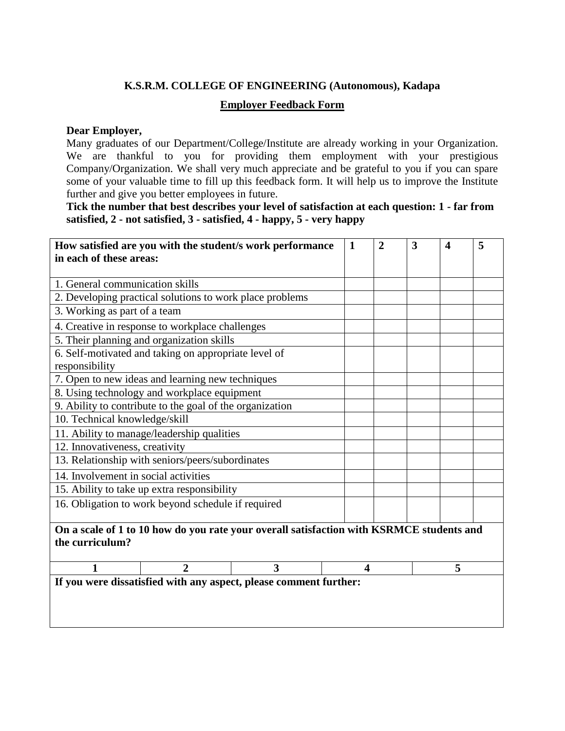**K.S.R.M. COLLEGE OF ENGINEERING (Autonomous), Kadapa**

**Employer Feedback Form**

**Dear Employer,**

Many graduates of our Department/College/Institute are already working in your Organization. We are thankful to you for providing them employment with your prestigious Company/Organization. We shall very much appreciate and be grateful to you if you can spare some of your valuable time to fill up this feedback form. It will help us to improve the Institute further and give you better employees in future.

**Tick the number that best describes your level of satisfaction at each question: 1 - far from satisfied, 2 - not satisfied, 3 - satisfied, 4 - happy, 5 - very happy**

| **How satisfied are you with the student/s work performance in each of these areas:** | **1** | **2** | **3** | **4** | **5** |
|---|---|---|---|---|---|
| 1. General communication skills | | | | | |
| 2. Developing practical solutions to work place problems | | | | | |
| 3. Working as part of a team | | | | | |
| 4. Creative in response to workplace challenges | | | | | |
| 5. Their planning and organization skills | | | | | |
| 6. Self-motivated and taking on appropriate level of responsibility | | | | | |
| 7. Open to new ideas and learning new techniques | | | | | |
| 8. Using technology and workplace equipment | | | | | |
| 9. Ability to contribute to the goal of the organization | | | | | |
| 10. Technical knowledge/skill | | | | | |
| 11. Ability to manage/leadership qualities | | | | | |
| 12. Innovativeness, creativity | | | | | |
| 13. Relationship with seniors/peers/subordinates | | | | | |
| 14. Involvement in social activities | | | | | |
| 15. Ability to take up extra responsibility | | | | | |
| 16. Obligation to work beyond schedule if required | | | | | |

**On a scale of 1 to 10 how do you rate your overall satisfaction with KSRMCE students and the curriculum?**

| **1** | **2** | **3** | **4** | **5** |
|---|---|---|---|---|

**If you were dissatisfied with any aspect, please comment further:**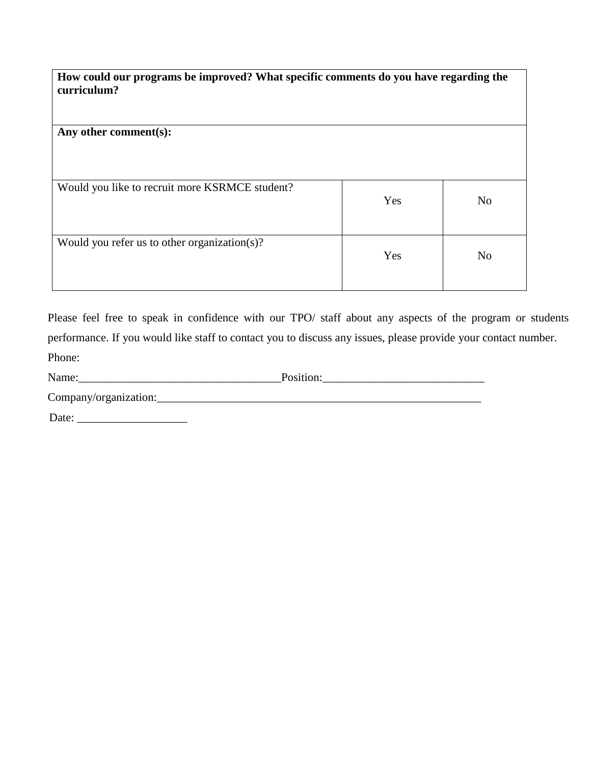| | | |
|---|---|---|
| **How could our programs be improved? What specific comments do you have regarding the curriculum?** | | |
| **Any other comment(s):** | | |
| Would you like to recruit more KSRMCE student? | Yes | No |
| Would you refer us to other organization(s)? | Yes | No |

Please feel free to speak in confidence with our TPO/ staff about any aspects of the program or students performance. If you would like staff to contact you to discuss any issues, please provide your contact number.

Phone:

Name:___________________________________Position:____________________________

Company/organization:_________________________________________________________

Date: ___________________